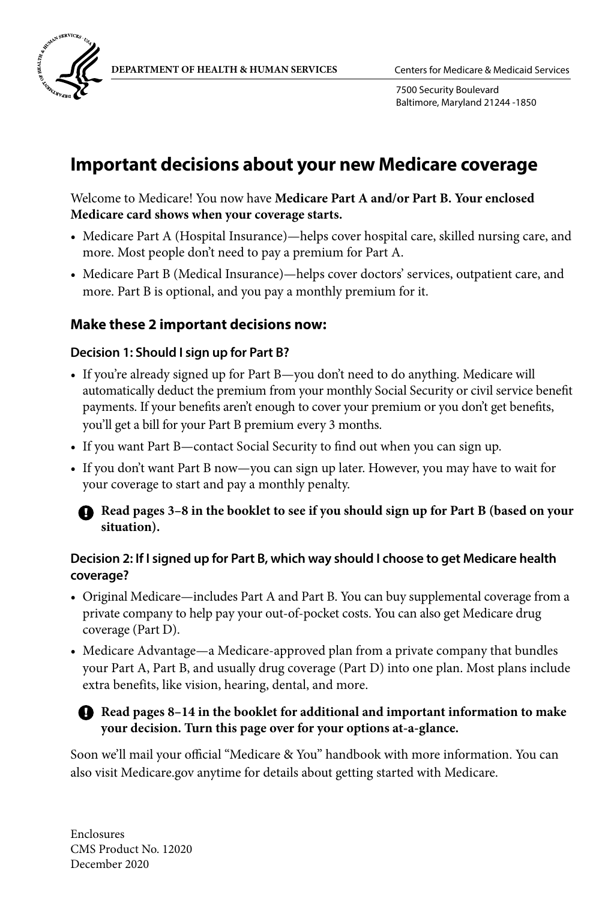**DEPARTMENT OF HEALTH & HUMAN SERVICES**

Centers for Medicare & Medicaid Services

7500 Security Boulevard
Baltimore, Maryland 21244 -1850

# Important decisions about your new Medicare coverage

Welcome to Medicare! You now have **Medicare Part A and/or Part B. Your enclosed Medicare card shows when your coverage starts.**

- Medicare Part A (Hospital Insurance)—helps cover hospital care, skilled nursing care, and more. Most people don't need to pay a premium for Part A.
- Medicare Part B (Medical Insurance)—helps cover doctors' services, outpatient care, and more. Part B is optional, and you pay a monthly premium for it.

## Make these 2 important decisions now:

### Decision 1: Should I sign up for Part B?

- If you're already signed up for Part B—you don't need to do anything. Medicare will automatically deduct the premium from your monthly Social Security or civil service benefit payments. If your benefits aren't enough to cover your premium or you don't get benefits, you'll get a bill for your Part B premium every 3 months.
- If you want Part B—contact Social Security to find out when you can sign up.
- If you don't want Part B now—you can sign up later. However, you may have to wait for your coverage to start and pay a monthly penalty.

**Read pages 3–8 in the booklet to see if you should sign up for Part B (based on your situation).**

### Decision 2: If I signed up for Part B, which way should I choose to get Medicare health coverage?

- Original Medicare—includes Part A and Part B. You can buy supplemental coverage from a private company to help pay your out-of-pocket costs. You can also get Medicare drug coverage (Part D).
- Medicare Advantage—a Medicare-approved plan from a private company that bundles your Part A, Part B, and usually drug coverage (Part D) into one plan. Most plans include extra benefits, like vision, hearing, dental, and more.

**Read pages 8–14 in the booklet for additional and important information to make your decision. Turn this page over for your options at-a-glance.**

Soon we'll mail your official "Medicare & You" handbook with more information. You can also visit Medicare.gov anytime for details about getting started with Medicare.

Enclosures
CMS Product No. 12020
December 2020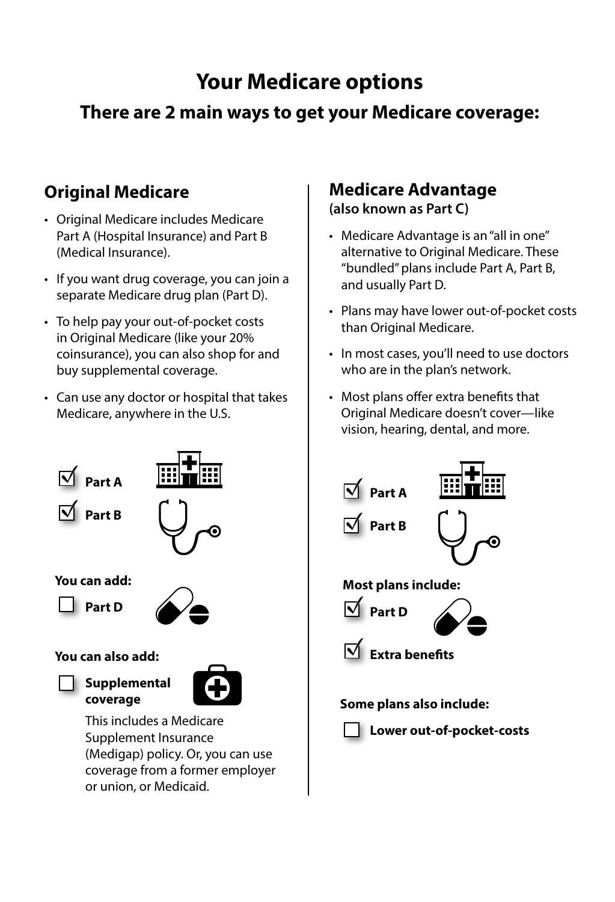# Your Medicare options

## There are 2 main ways to get your Medicare coverage:

## Original Medicare

- Original Medicare includes Medicare Part A (Hospital Insurance) and Part B (Medical Insurance).
- If you want drug coverage, you can join a separate Medicare drug plan (Part D).
- To help pay your out-of-pocket costs in Original Medicare (like your 20% coinsurance), you can also shop for and buy supplemental coverage.
- Can use any doctor or hospital that takes Medicare, anywhere in the U.S.

☑ **Part A**

☑ **Part B**

**You can add:**

☐ **Part D**

**You can also add:**

☐ **Supplemental coverage**

This includes a Medicare Supplement Insurance (Medigap) policy. Or, you can use coverage from a former employer or union, or Medicaid.

## Medicare Advantage

**(also known as Part C)**

- Medicare Advantage is an "all in one" alternative to Original Medicare. These "bundled" plans include Part A, Part B, and usually Part D.
- Plans may have lower out-of-pocket costs than Original Medicare.
- In most cases, you'll need to use doctors who are in the plan's network.
- Most plans offer extra benefits that Original Medicare doesn't cover—like vision, hearing, dental, and more.

☑ **Part A**

☑ **Part B**

**Most plans include:**

☑ **Part D**

☑ **Extra benefits**

**Some plans also include:**

☐ **Lower out-of-pocket-costs**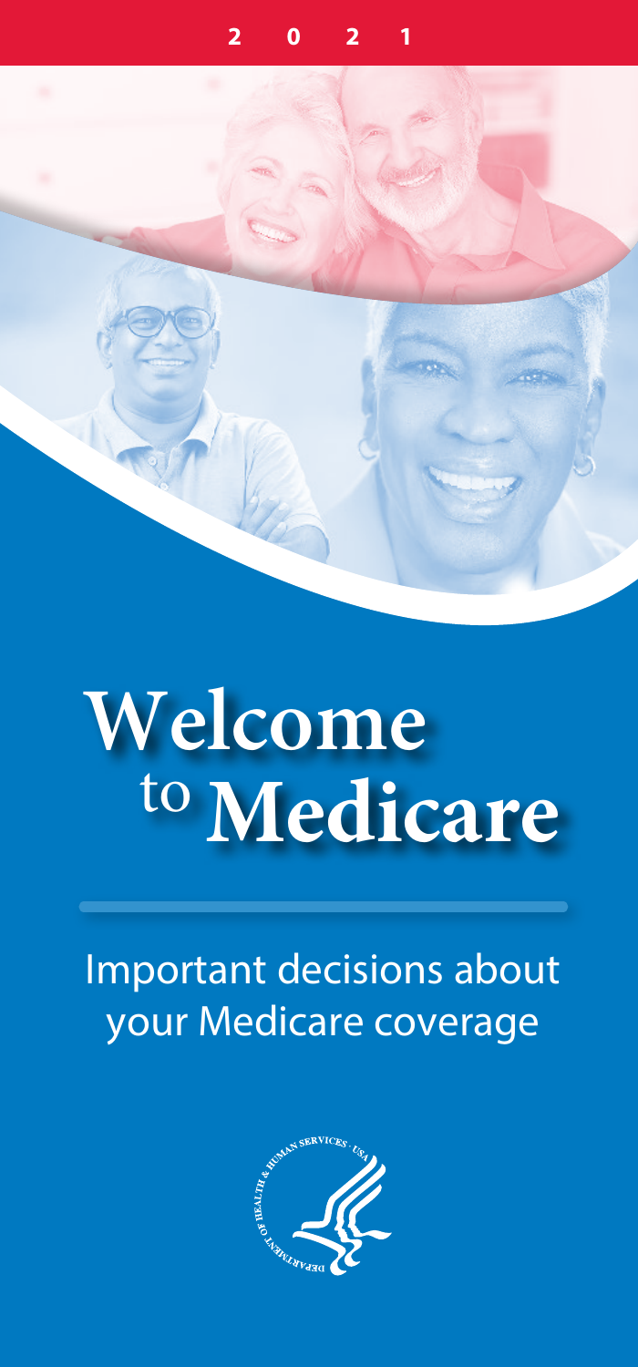2 0 2 1

# Welcome to Medicare

Important decisions about your Medicare coverage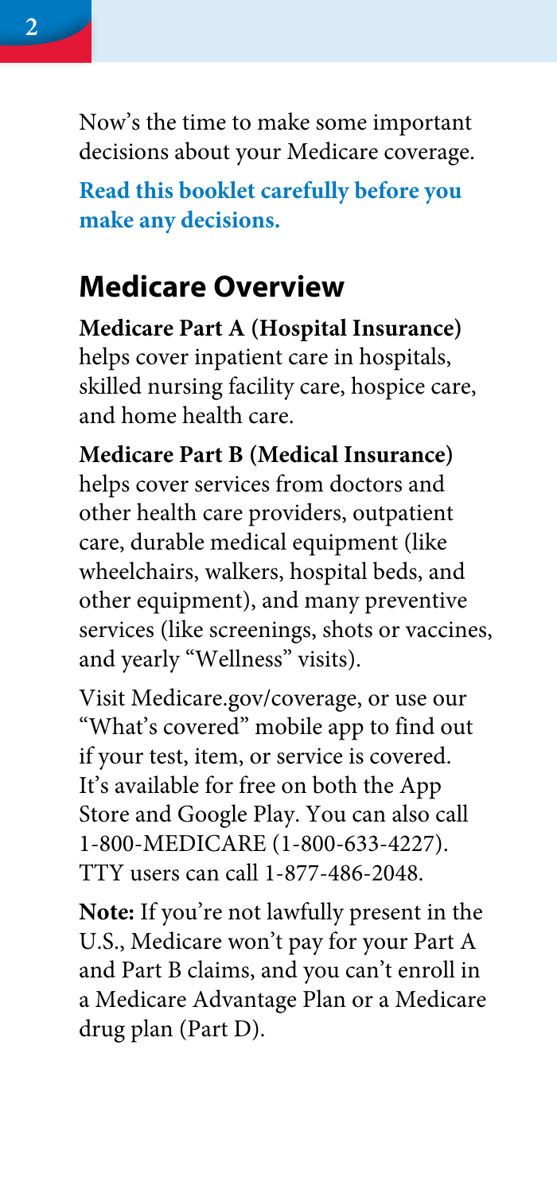Now's the time to make some important decisions about your Medicare coverage.

**Read this booklet carefully before you make any decisions.**

## Medicare Overview

**Medicare Part A (Hospital Insurance)** helps cover inpatient care in hospitals, skilled nursing facility care, hospice care, and home health care.

**Medicare Part B (Medical Insurance)** helps cover services from doctors and other health care providers, outpatient care, durable medical equipment (like wheelchairs, walkers, hospital beds, and other equipment), and many preventive services (like screenings, shots or vaccines, and yearly "Wellness" visits).

Visit Medicare.gov/coverage, or use our "What's covered" mobile app to find out if your test, item, or service is covered. It's available for free on both the App Store and Google Play. You can also call 1-800-MEDICARE (1-800-633-4227). TTY users can call 1-877-486-2048.

**Note:** If you're not lawfully present in the U.S., Medicare won't pay for your Part A and Part B claims, and you can't enroll in a Medicare Advantage Plan or a Medicare drug plan (Part D).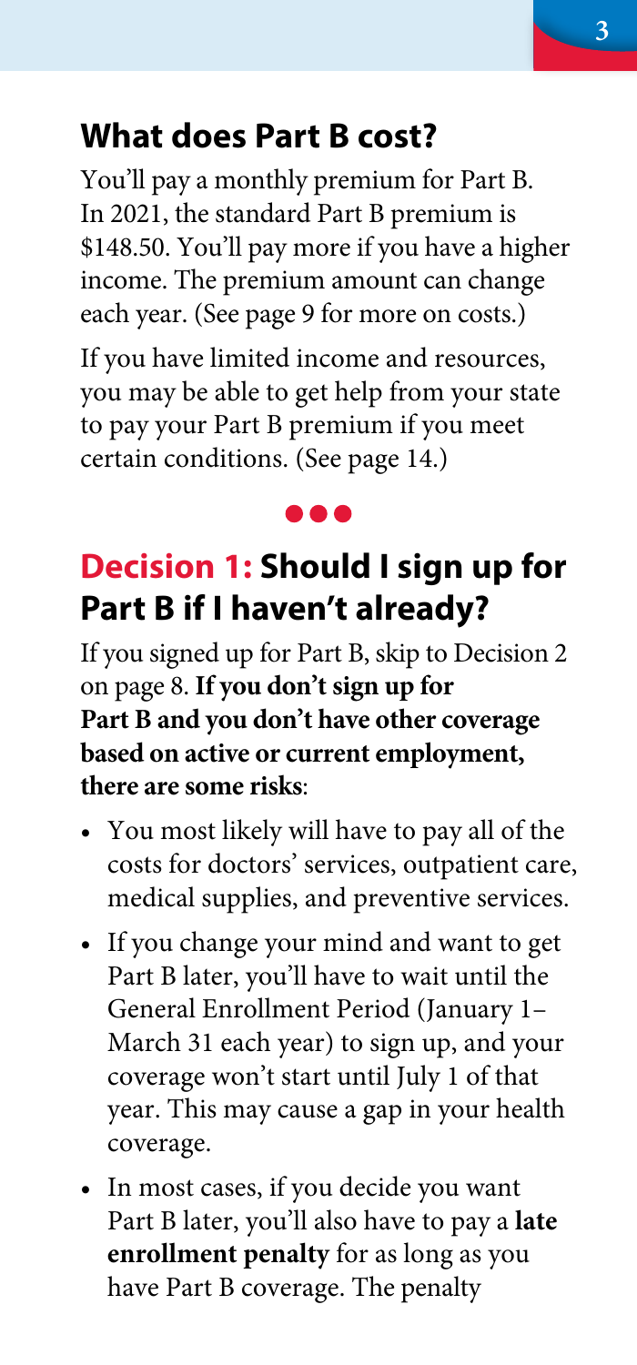## What does Part B cost?

You'll pay a monthly premium for Part B. In 2021, the standard Part B premium is $148.50. You'll pay more if you have a higher income. The premium amount can change each year. (See page 9 for more on costs.)

If you have limited income and resources, you may be able to get help from your state to pay your Part B premium if you meet certain conditions. (See page 14.)

## Decision 1: Should I sign up for Part B if I haven't already?

If you signed up for Part B, skip to Decision 2 on page 8. **If you don't sign up for Part B and you don't have other coverage based on active or current employment, there are some risks**:

- You most likely will have to pay all of the costs for doctors' services, outpatient care, medical supplies, and preventive services.
- If you change your mind and want to get Part B later, you'll have to wait until the General Enrollment Period (January 1–March 31 each year) to sign up, and your coverage won't start until July 1 of that year. This may cause a gap in your health coverage.
- In most cases, if you decide you want Part B later, you'll also have to pay a **late enrollment penalty** for as long as you have Part B coverage. The penalty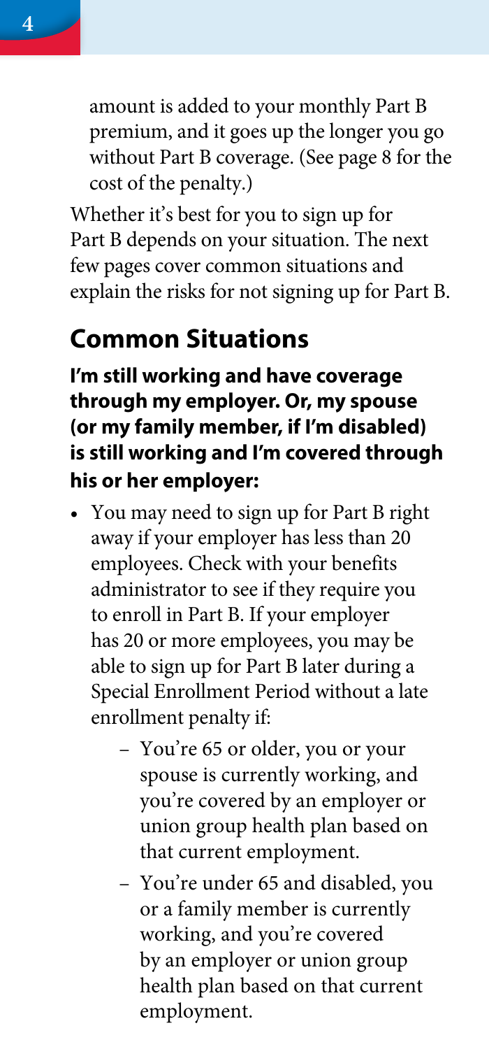amount is added to your monthly Part B premium, and it goes up the longer you go without Part B coverage. (See page 8 for the cost of the penalty.)

Whether it's best for you to sign up for Part B depends on your situation. The next few pages cover common situations and explain the risks for not signing up for Part B.

## Common Situations

**I'm still working and have coverage through my employer. Or, my spouse (or my family member, if I'm disabled) is still working and I'm covered through his or her employer:**

- You may need to sign up for Part B right away if your employer has less than 20 employees. Check with your benefits administrator to see if they require you to enroll in Part B. If your employer has 20 or more employees, you may be able to sign up for Part B later during a Special Enrollment Period without a late enrollment penalty if:
  - You're 65 or older, you or your spouse is currently working, and you're covered by an employer or union group health plan based on that current employment.
  - You're under 65 and disabled, you or a family member is currently working, and you're covered by an employer or union group health plan based on that current employment.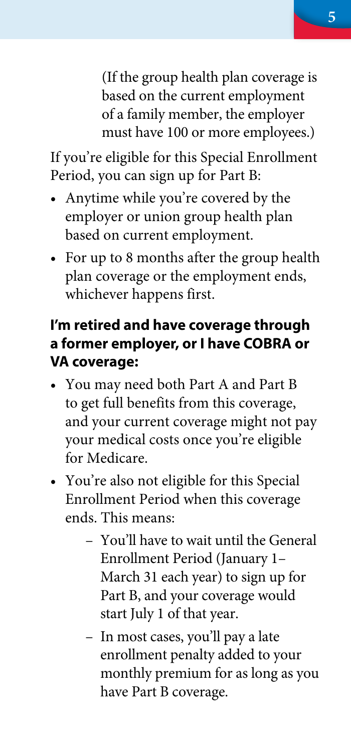(If the group health plan coverage is based on the current employment of a family member, the employer must have 100 or more employees.)

If you're eligible for this Special Enrollment Period, you can sign up for Part B:

- Anytime while you're covered by the employer or union group health plan based on current employment.
- For up to 8 months after the group health plan coverage or the employment ends, whichever happens first.

### I'm retired and have coverage through a former employer, or I have COBRA or VA coverage:

- You may need both Part A and Part B to get full benefits from this coverage, and your current coverage might not pay your medical costs once you're eligible for Medicare.
- You're also not eligible for this Special Enrollment Period when this coverage ends. This means:
  - You'll have to wait until the General Enrollment Period (January 1–March 31 each year) to sign up for Part B, and your coverage would start July 1 of that year.
  - In most cases, you'll pay a late enrollment penalty added to your monthly premium for as long as you have Part B coverage.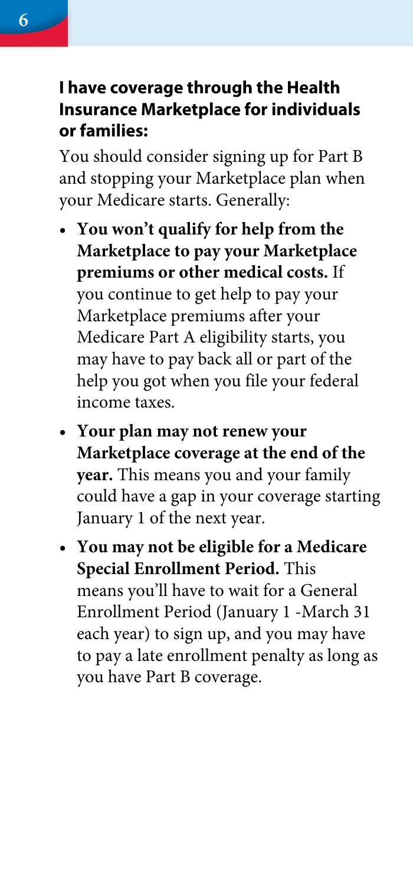### I have coverage through the Health Insurance Marketplace for individuals or families:

You should consider signing up for Part B and stopping your Marketplace plan when your Medicare starts. Generally:

- **You won't qualify for help from the Marketplace to pay your Marketplace premiums or other medical costs.** If you continue to get help to pay your Marketplace premiums after your Medicare Part A eligibility starts, you may have to pay back all or part of the help you got when you file your federal income taxes.
- **Your plan may not renew your Marketplace coverage at the end of the year.** This means you and your family could have a gap in your coverage starting January 1 of the next year.
- **You may not be eligible for a Medicare Special Enrollment Period.** This means you'll have to wait for a General Enrollment Period (January 1 -March 31 each year) to sign up, and you may have to pay a late enrollment penalty as long as you have Part B coverage.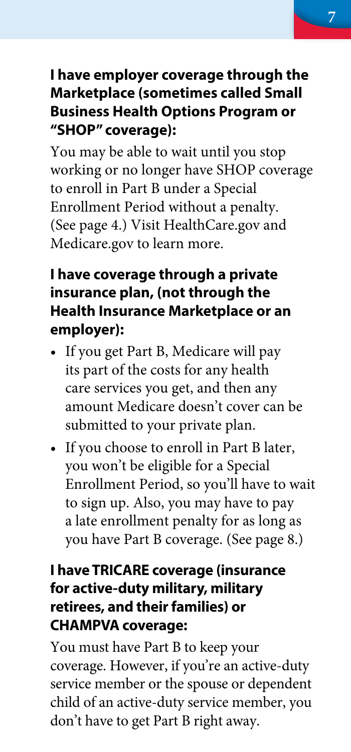### I have employer coverage through the Marketplace (sometimes called Small Business Health Options Program or "SHOP" coverage):

You may be able to wait until you stop working or no longer have SHOP coverage to enroll in Part B under a Special Enrollment Period without a penalty. (See page 4.) Visit HealthCare.gov and Medicare.gov to learn more.

### I have coverage through a private insurance plan, (not through the Health Insurance Marketplace or an employer):

- If you get Part B, Medicare will pay its part of the costs for any health care services you get, and then any amount Medicare doesn't cover can be submitted to your private plan.
- If you choose to enroll in Part B later, you won't be eligible for a Special Enrollment Period, so you'll have to wait to sign up. Also, you may have to pay a late enrollment penalty for as long as you have Part B coverage. (See page 8.)

### I have TRICARE coverage (insurance for active-duty military, military retirees, and their families) or CHAMPVA coverage:

You must have Part B to keep your coverage. However, if you're an active-duty service member or the spouse or dependent child of an active-duty service member, you don't have to get Part B right away.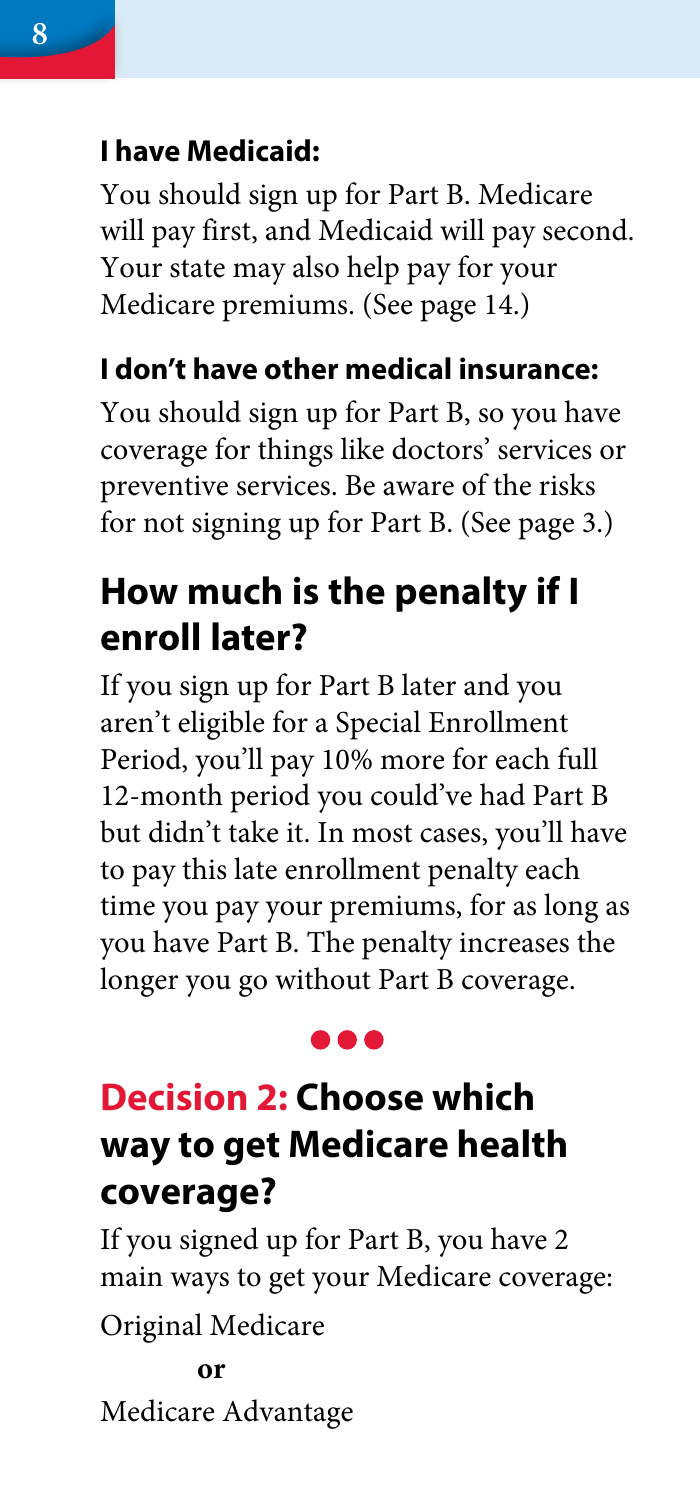**I have Medicaid:**

You should sign up for Part B. Medicare will pay first, and Medicaid will pay second. Your state may also help pay for your Medicare premiums. (See page 14.)

**I don't have other medical insurance:**

You should sign up for Part B, so you have coverage for things like doctors' services or preventive services. Be aware of the risks for not signing up for Part B. (See page 3.)

## How much is the penalty if I enroll later?

If you sign up for Part B later and you aren't eligible for a Special Enrollment Period, you'll pay 10% more for each full 12-month period you could've had Part B but didn't take it. In most cases, you'll have to pay this late enrollment penalty each time you pay your premiums, for as long as you have Part B. The penalty increases the longer you go without Part B coverage.

## Decision 2: Choose which way to get Medicare health coverage?

If you signed up for Part B, you have 2 main ways to get your Medicare coverage:

Original Medicare

**or**

Medicare Advantage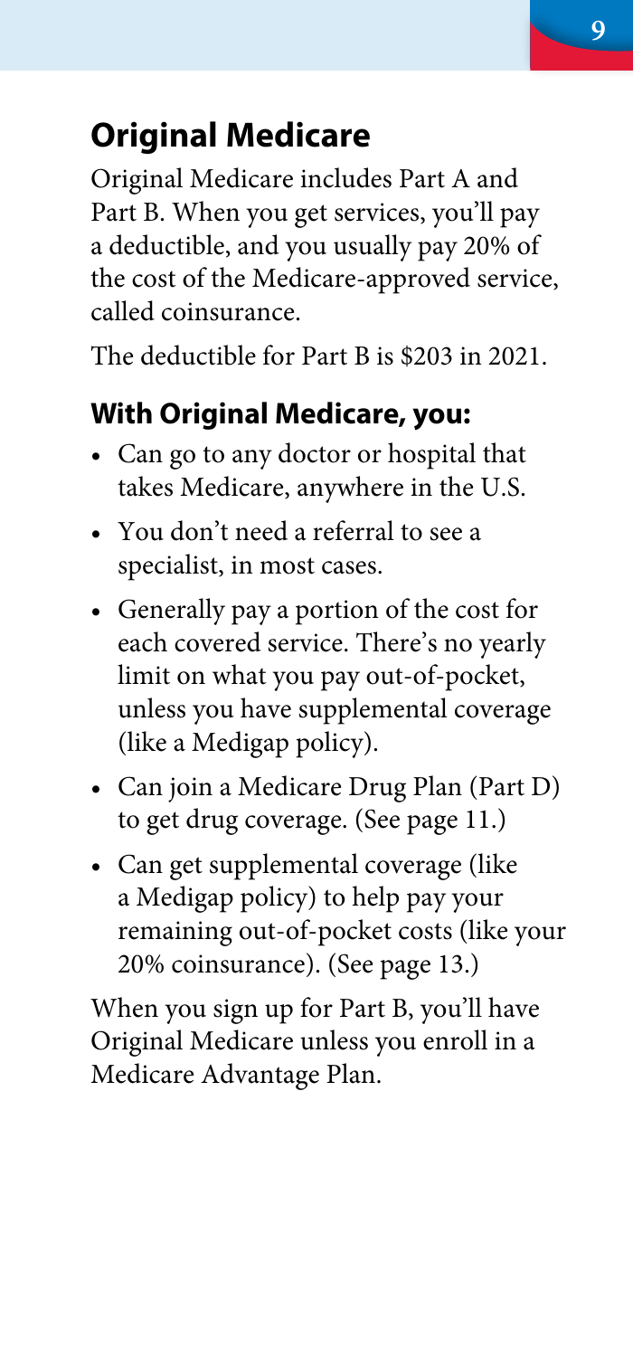## Original Medicare

Original Medicare includes Part A and Part B. When you get services, you'll pay a deductible, and you usually pay 20% of the cost of the Medicare-approved service, called coinsurance.

The deductible for Part B is $203 in 2021.

### With Original Medicare, you:

- Can go to any doctor or hospital that takes Medicare, anywhere in the U.S.
- You don't need a referral to see a specialist, in most cases.
- Generally pay a portion of the cost for each covered service. There's no yearly limit on what you pay out-of-pocket, unless you have supplemental coverage (like a Medigap policy).
- Can join a Medicare Drug Plan (Part D) to get drug coverage. (See page 11.)
- Can get supplemental coverage (like a Medigap policy) to help pay your remaining out-of-pocket costs (like your 20% coinsurance). (See page 13.)

When you sign up for Part B, you'll have Original Medicare unless you enroll in a Medicare Advantage Plan.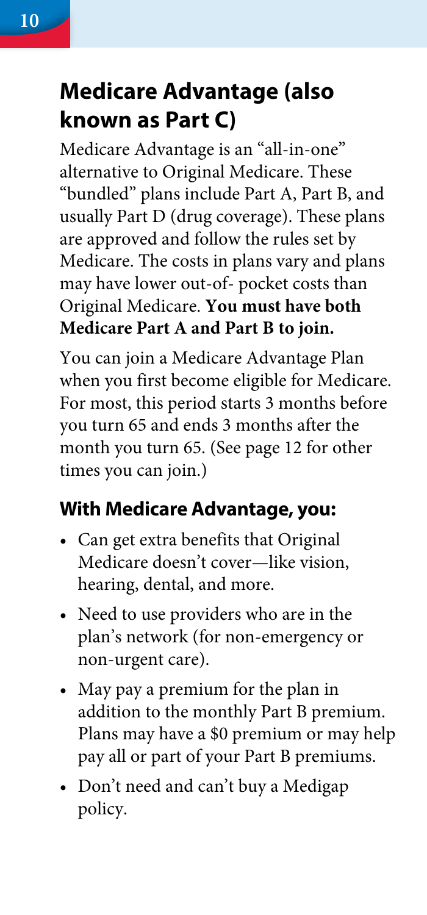## Medicare Advantage (also known as Part C)

Medicare Advantage is an "all-in-one" alternative to Original Medicare. These "bundled" plans include Part A, Part B, and usually Part D (drug coverage). These plans are approved and follow the rules set by Medicare. The costs in plans vary and plans may have lower out-of- pocket costs than Original Medicare. **You must have both Medicare Part A and Part B to join.**

You can join a Medicare Advantage Plan when you first become eligible for Medicare. For most, this period starts 3 months before you turn 65 and ends 3 months after the month you turn 65. (See page 12 for other times you can join.)

### With Medicare Advantage, you:

- Can get extra benefits that Original Medicare doesn't cover—like vision, hearing, dental, and more.
- Need to use providers who are in the plan's network (for non-emergency or non-urgent care).
- May pay a premium for the plan in addition to the monthly Part B premium. Plans may have a $0 premium or may help pay all or part of your Part B premiums.
- Don't need and can't buy a Medigap policy.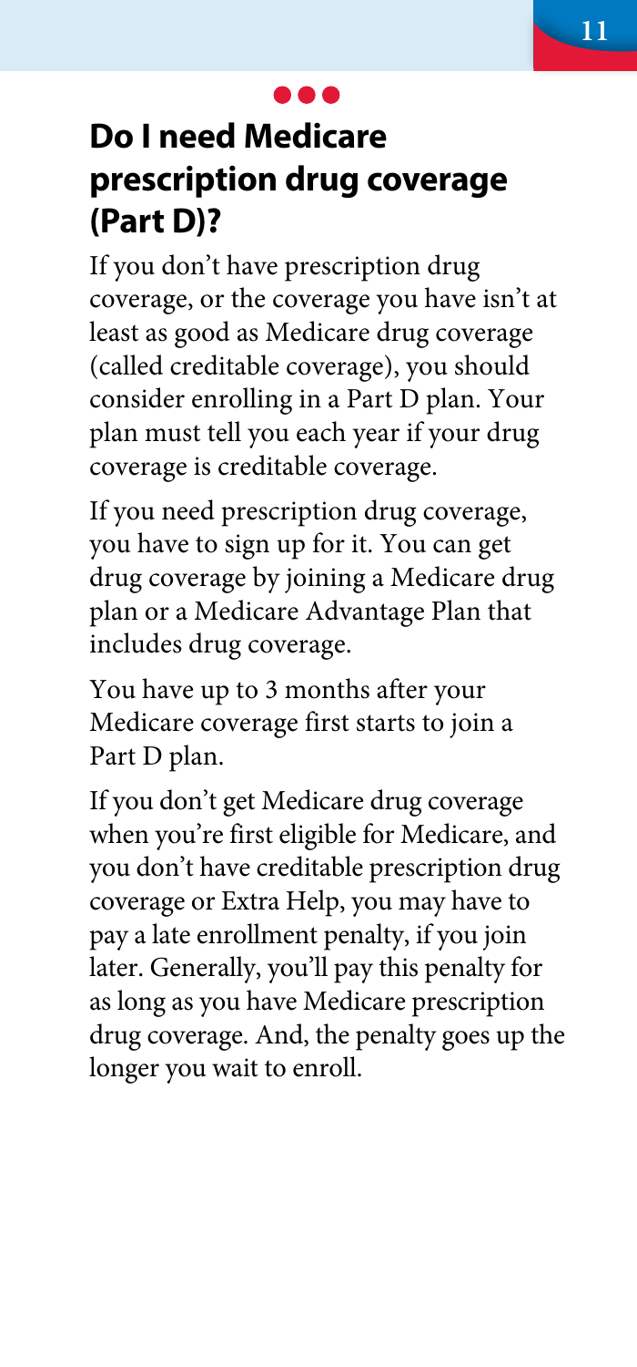## Do I need Medicare prescription drug coverage (Part D)?

If you don't have prescription drug coverage, or the coverage you have isn't at least as good as Medicare drug coverage (called creditable coverage), you should consider enrolling in a Part D plan. Your plan must tell you each year if your drug coverage is creditable coverage.

If you need prescription drug coverage, you have to sign up for it. You can get drug coverage by joining a Medicare drug plan or a Medicare Advantage Plan that includes drug coverage.

You have up to 3 months after your Medicare coverage first starts to join a Part D plan.

If you don't get Medicare drug coverage when you're first eligible for Medicare, and you don't have creditable prescription drug coverage or Extra Help, you may have to pay a late enrollment penalty, if you join later. Generally, you'll pay this penalty for as long as you have Medicare prescription drug coverage. And, the penalty goes up the longer you wait to enroll.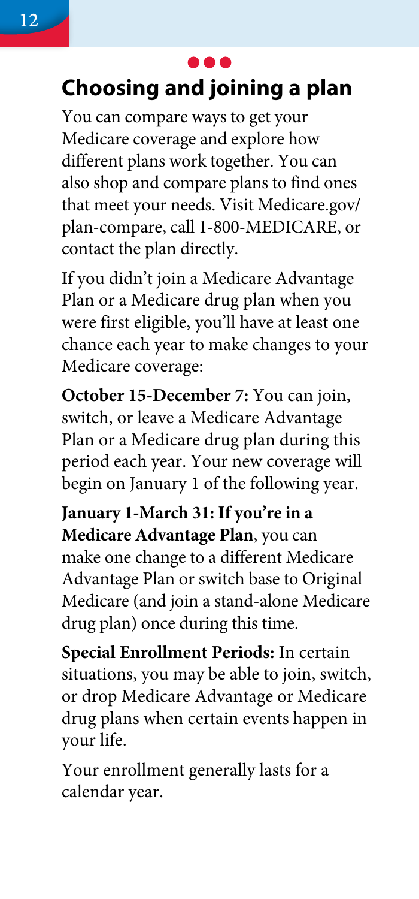## Choosing and joining a plan

You can compare ways to get your Medicare coverage and explore how different plans work together. You can also shop and compare plans to find ones that meet your needs. Visit Medicare.gov/plan-compare, call 1-800-MEDICARE, or contact the plan directly.

If you didn't join a Medicare Advantage Plan or a Medicare drug plan when you were first eligible, you'll have at least one chance each year to make changes to your Medicare coverage:

**October 15-December 7:** You can join, switch, or leave a Medicare Advantage Plan or a Medicare drug plan during this period each year. Your new coverage will begin on January 1 of the following year.

**January 1-March 31: If you're in a Medicare Advantage Plan**, you can make one change to a different Medicare Advantage Plan or switch base to Original Medicare (and join a stand-alone Medicare drug plan) once during this time.

**Special Enrollment Periods:** In certain situations, you may be able to join, switch, or drop Medicare Advantage or Medicare drug plans when certain events happen in your life.

Your enrollment generally lasts for a calendar year.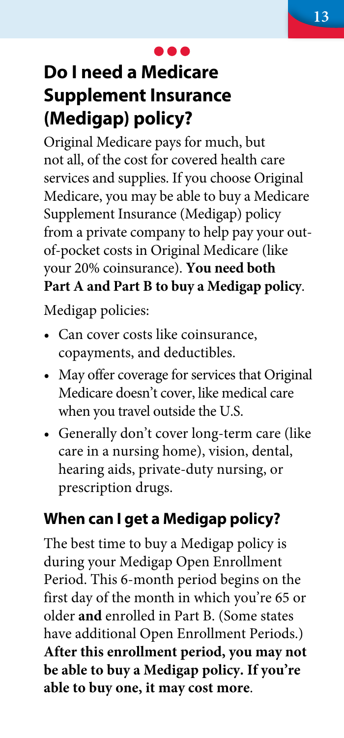## Do I need a Medicare Supplement Insurance (Medigap) policy?

Original Medicare pays for much, but not all, of the cost for covered health care services and supplies. If you choose Original Medicare, you may be able to buy a Medicare Supplement Insurance (Medigap) policy from a private company to help pay your out-of-pocket costs in Original Medicare (like your 20% coinsurance). **You need both Part A and Part B to buy a Medigap policy**.

Medigap policies:

- Can cover costs like coinsurance, copayments, and deductibles.
- May offer coverage for services that Original Medicare doesn't cover, like medical care when you travel outside the U.S.
- Generally don't cover long-term care (like care in a nursing home), vision, dental, hearing aids, private-duty nursing, or prescription drugs.

### When can I get a Medigap policy?

The best time to buy a Medigap policy is during your Medigap Open Enrollment Period. This 6-month period begins on the first day of the month in which you're 65 or older **and** enrolled in Part B. (Some states have additional Open Enrollment Periods.) **After this enrollment period, you may not be able to buy a Medigap policy. If you're able to buy one, it may cost more**.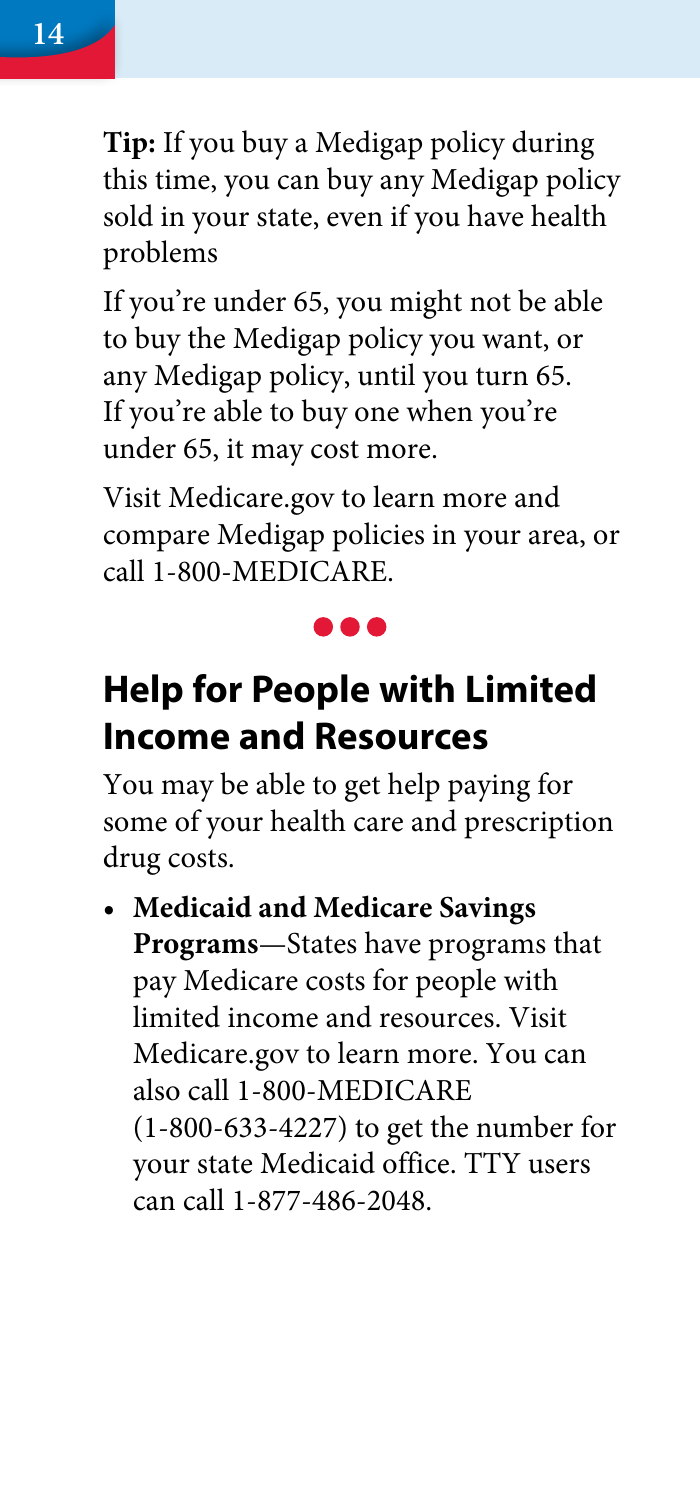**Tip:** If you buy a Medigap policy during this time, you can buy any Medigap policy sold in your state, even if you have health problems

If you're under 65, you might not be able to buy the Medigap policy you want, or any Medigap policy, until you turn 65. If you're able to buy one when you're under 65, it may cost more.

Visit Medicare.gov to learn more and compare Medigap policies in your area, or call 1-800-MEDICARE.

## Help for People with Limited Income and Resources

You may be able to get help paying for some of your health care and prescription drug costs.

- **Medicaid and Medicare Savings Programs**—States have programs that pay Medicare costs for people with limited income and resources. Visit Medicare.gov to learn more. You can also call 1-800-MEDICARE (1-800-633-4227) to get the number for your state Medicaid office. TTY users can call 1-877-486-2048.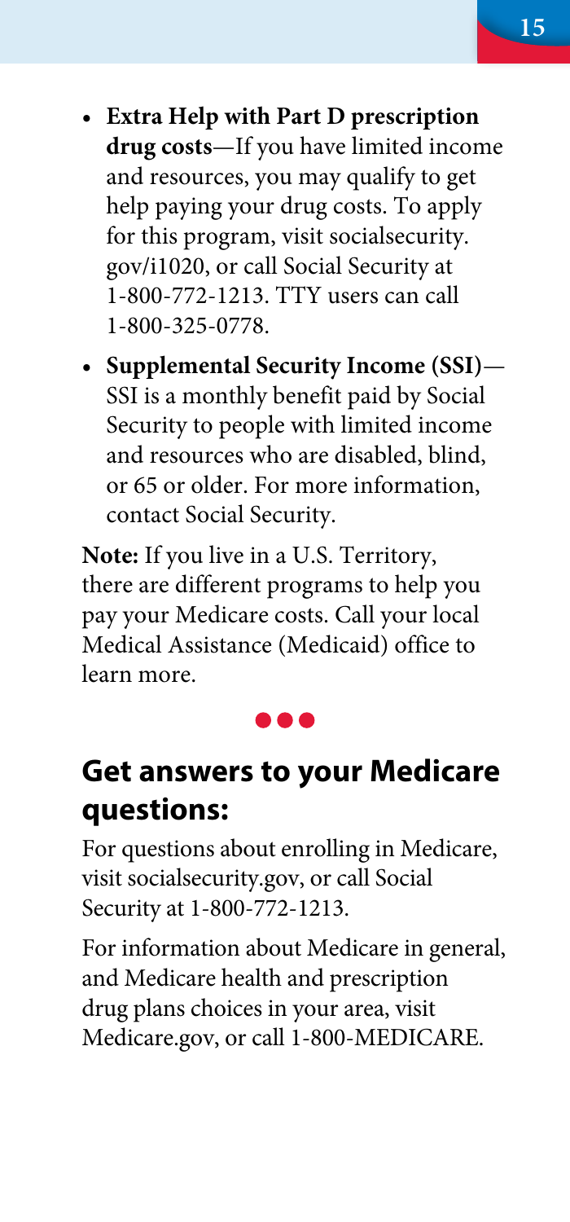- **Extra Help with Part D prescription drug costs**—If you have limited income and resources, you may qualify to get help paying your drug costs. To apply for this program, visit socialsecurity.gov/i1020, or call Social Security at 1-800-772-1213. TTY users can call 1-800-325-0778.
- **Supplemental Security Income (SSI)**—SSI is a monthly benefit paid by Social Security to people with limited income and resources who are disabled, blind, or 65 or older. For more information, contact Social Security.

**Note:** If you live in a U.S. Territory, there are different programs to help you pay your Medicare costs. Call your local Medical Assistance (Medicaid) office to learn more.

## Get answers to your Medicare questions:

For questions about enrolling in Medicare, visit socialsecurity.gov, or call Social Security at 1-800-772-1213.

For information about Medicare in general, and Medicare health and prescription drug plans choices in your area, visit Medicare.gov, or call 1-800-MEDICARE.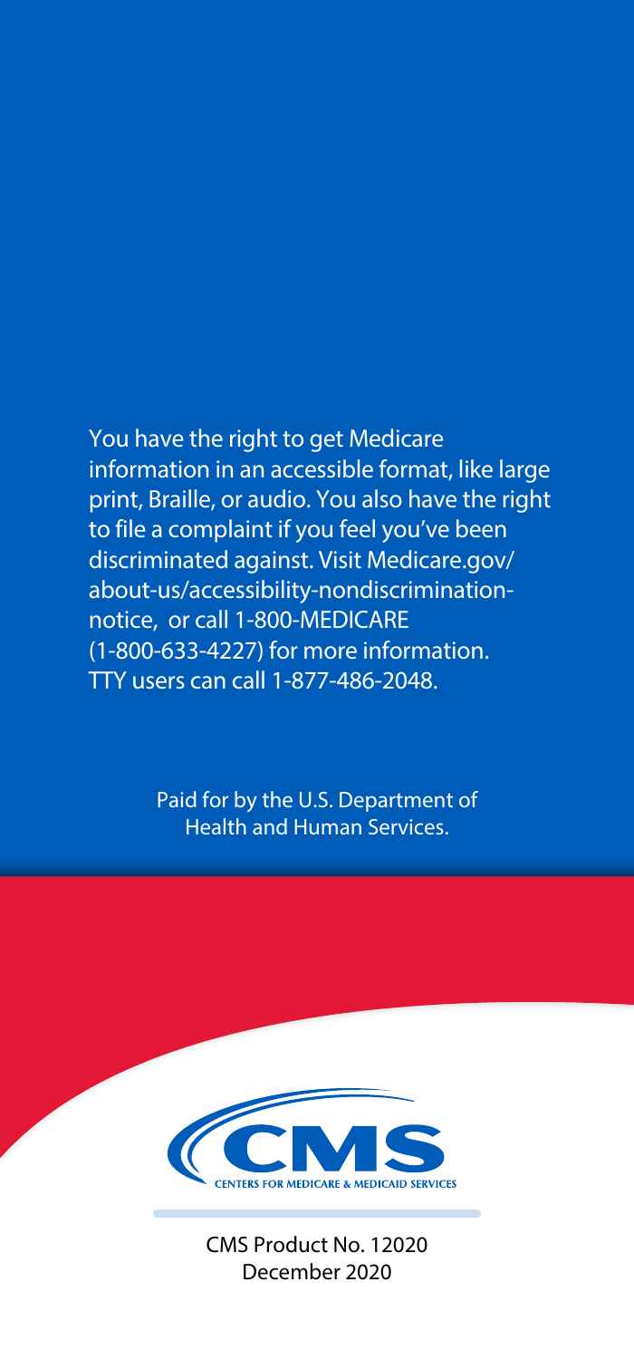You have the right to get Medicare information in an accessible format, like large print, Braille, or audio. You also have the right to file a complaint if you feel you've been discriminated against. Visit Medicare.gov/about-us/accessibility-nondiscrimination-notice, or call 1-800-MEDICARE (1-800-633-4227) for more information. TTY users can call 1-877-486-2048.

Paid for by the U.S. Department of Health and Human Services.

CMS

CENTERS FOR MEDICARE & MEDICAID SERVICES

CMS Product No. 12020
December 2020